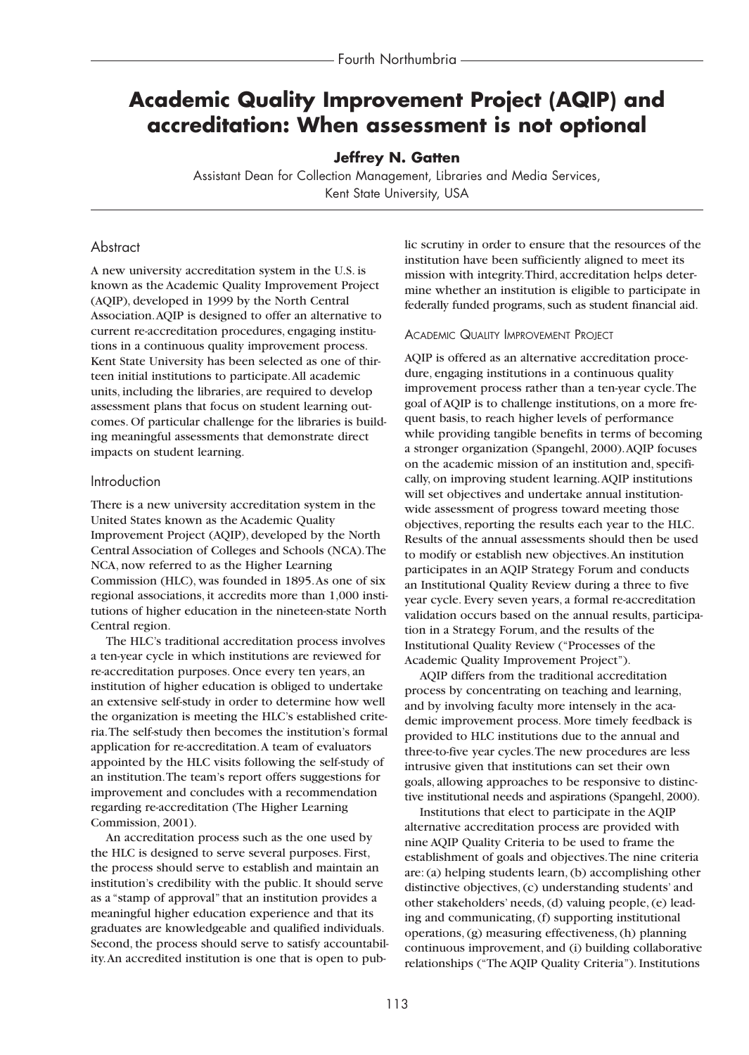# Academic Quality Improvement Project (AQIP) and accreditation: When assessment is not optional

**Jeffrey N. Gatten**

Assistant Dean for Collection Management, Libraries and Media Services, Kent State University, USA

## Abstract

A new university accreditation system in the U.S. is known as the Academic Quality Improvement Project (AQIP), developed in 1999 by the North Central Association. AQIP is designed to offer an alternative to current re-accreditation procedures, engaging institutions in a continuous quality improvement process. Kent State University has been selected as one of thirteen initial institutions to participate. All academic units, including the libraries, are required to develop assessment plans that focus on student learning outcomes. Of particular challenge for the libraries is building meaningful assessments that demonstrate direct impacts on student learning.

## Introduction

There is a new university accreditation system in the United States known as the Academic Quality Improvement Project (AQIP), developed by the North Central Association of Colleges and Schools (NCA). The NCA, now referred to as the Higher Learning Commission (HLC), was founded in 1895. As one of six regional associations, it accredits more than 1,000 institutions of higher education in the nineteen-state North Central region.

The HLC's traditional accreditation process involves a ten-year cycle in which institutions are reviewed for re-accreditation purposes. Once every ten years, an institution of higher education is obliged to undertake an extensive self-study in order to determine how well the organization is meeting the HLC's established criteria. The self-study then becomes the institution's formal application for re-accreditation. A team of evaluators appointed by the HLC visits following the self-study of an institution. The team's report offers suggestions for improvement and concludes with a recommendation regarding re-accreditation (The Higher Learning Commission, 2001).

An accreditation process such as the one used by the HLC is designed to serve several purposes. First, the process should serve to establish and maintain an institution's credibility with the public. It should serve as a "stamp of approval" that an institution provides a meaningful higher education experience and that its graduates are knowledgeable and qualified individuals. Second, the process should serve to satisfy accountability. An accredited institution is one that is open to public scrutiny in order to ensure that the resources of the institution have been sufficiently aligned to meet its mission with integrity. Third, accreditation helps determine whether an institution is eligible to participate in federally funded programs, such as student financial aid.

### Academic Quality Improvement Project

AQIP is offered as an alternative accreditation procedure, engaging institutions in a continuous quality improvement process rather than a ten-year cycle. The goal of AQIP is to challenge institutions, on a more frequent basis, to reach higher levels of performance while providing tangible benefits in terms of becoming a stronger organization (Spangehl, 2000). AQIP focuses on the academic mission of an institution and, specifically, on improving student learning. AQIP institutions will set objectives and undertake annual institution-wide assessment of progress toward meeting those objectives, reporting the results each year to the HLC. Results of the annual assessments should then be used to modify or establish new objectives. An institution participates in an AQIP Strategy Forum and conducts an Institutional Quality Review during a three to five year cycle. Every seven years, a formal re-accreditation validation occurs based on the annual results, participation in a Strategy Forum, and the results of the Institutional Quality Review ("Processes of the Academic Quality Improvement Project").

AQIP differs from the traditional accreditation process by concentrating on teaching and learning, and by involving faculty more intensely in the academic improvement process. More timely feedback is provided to HLC institutions due to the annual and three-to-five year cycles. The new procedures are less intrusive given that institutions can set their own goals, allowing approaches to be responsive to distinctive institutional needs and aspirations (Spangehl, 2000).

Institutions that elect to participate in the AQIP alternative accreditation process are provided with nine AQIP Quality Criteria to be used to frame the establishment of goals and objectives. The nine criteria are: (a) helping students learn, (b) accomplishing other distinctive objectives, (c) understanding students' and other stakeholders' needs, (d) valuing people, (e) leading and communicating, (f) supporting institutional operations, (g) measuring effectiveness, (h) planning continuous improvement, and (i) building collaborative relationships ("The AQIP Quality Criteria"). Institutions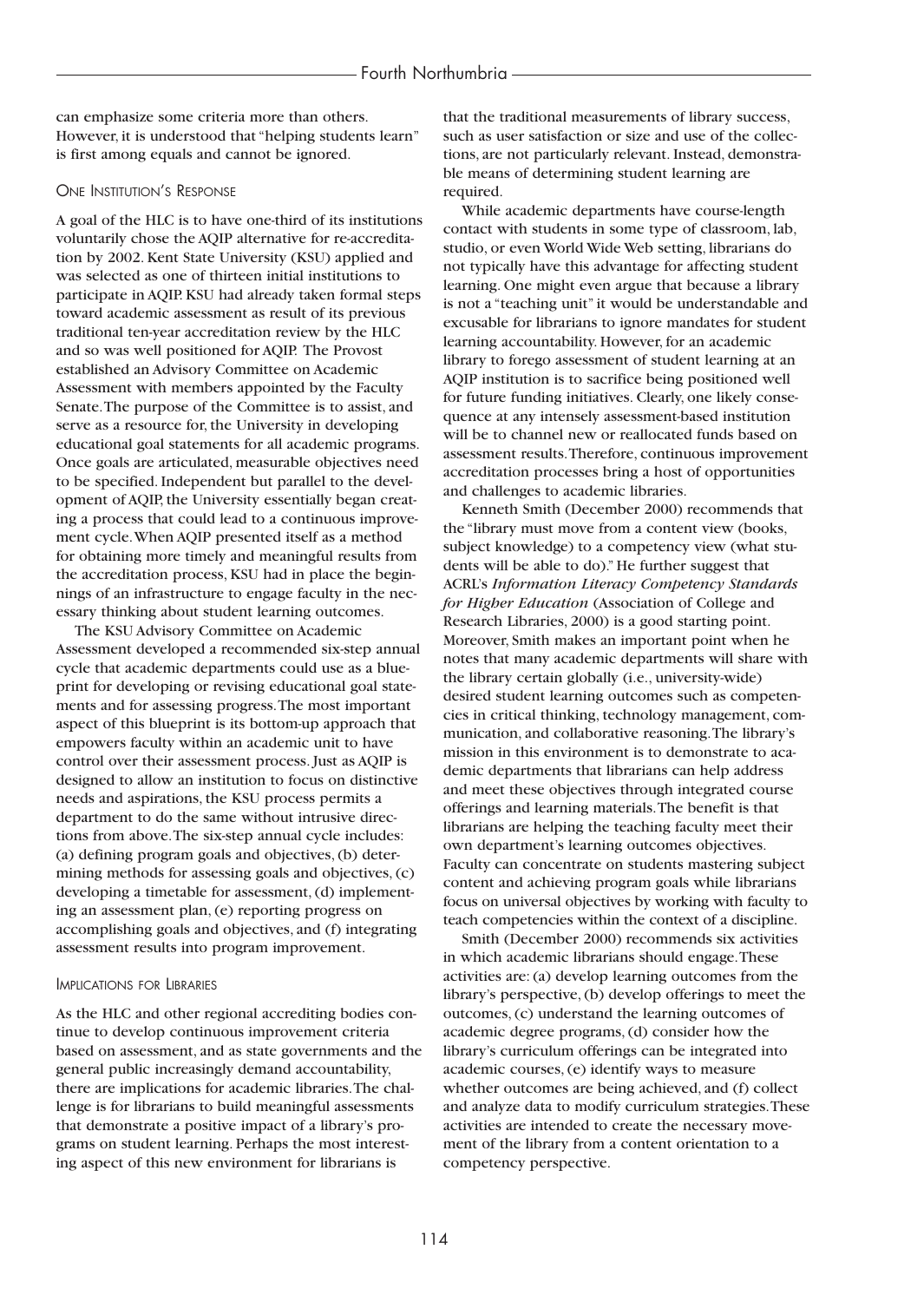can emphasize some criteria more than others. However, it is understood that "helping students learn" is first among equals and cannot be ignored.

## One Institution's Response

A goal of the HLC is to have one-third of its institutions voluntarily chose the AQIP alternative for re-accreditation by 2002. Kent State University (KSU) applied and was selected as one of thirteen initial institutions to participate in AQIP. KSU had already taken formal steps toward academic assessment as result of its previous traditional ten-year accreditation review by the HLC and so was well positioned for AQIP. The Provost established an Advisory Committee on Academic Assessment with members appointed by the Faculty Senate. The purpose of the Committee is to assist, and serve as a resource for, the University in developing educational goal statements for all academic programs. Once goals are articulated, measurable objectives need to be specified. Independent but parallel to the development of AQIP, the University essentially began creating a process that could lead to a continuous improvement cycle. When AQIP presented itself as a method for obtaining more timely and meaningful results from the accreditation process, KSU had in place the beginnings of an infrastructure to engage faculty in the necessary thinking about student learning outcomes.

The KSU Advisory Committee on Academic Assessment developed a recommended six-step annual cycle that academic departments could use as a blueprint for developing or revising educational goal statements and for assessing progress. The most important aspect of this blueprint is its bottom-up approach that empowers faculty within an academic unit to have control over their assessment process. Just as AQIP is designed to allow an institution to focus on distinctive needs and aspirations, the KSU process permits a department to do the same without intrusive directions from above. The six-step annual cycle includes: (a) defining program goals and objectives, (b) determining methods for assessing goals and objectives, (c) developing a timetable for assessment, (d) implementing an assessment plan, (e) reporting progress on accomplishing goals and objectives, and (f) integrating assessment results into program improvement.

## Implications for Libraries

As the HLC and other regional accrediting bodies continue to develop continuous improvement criteria based on assessment, and as state governments and the general public increasingly demand accountability, there are implications for academic libraries. The challenge is for librarians to build meaningful assessments that demonstrate a positive impact of a library's programs on student learning. Perhaps the most interesting aspect of this new environment for librarians is that the traditional measurements of library success, such as user satisfaction or size and use of the collections, are not particularly relevant. Instead, demonstrable means of determining student learning are required.

While academic departments have course-length contact with students in some type of classroom, lab, studio, or even World Wide Web setting, librarians do not typically have this advantage for affecting student learning. One might even argue that because a library is not a "teaching unit" it would be understandable and excusable for librarians to ignore mandates for student learning accountability. However, for an academic library to forego assessment of student learning at an AQIP institution is to sacrifice being positioned well for future funding initiatives. Clearly, one likely consequence at any intensely assessment-based institution will be to channel new or reallocated funds based on assessment results. Therefore, continuous improvement accreditation processes bring a host of opportunities and challenges to academic libraries.

Kenneth Smith (December 2000) recommends that the "library must move from a content view (books, subject knowledge) to a competency view (what students will be able to do)." He further suggest that ACRL's *Information Literacy Competency Standards for Higher Education* (Association of College and Research Libraries, 2000) is a good starting point. Moreover, Smith makes an important point when he notes that many academic departments will share with the library certain globally (i.e., university-wide) desired student learning outcomes such as competencies in critical thinking, technology management, communication, and collaborative reasoning. The library's mission in this environment is to demonstrate to academic departments that librarians can help address and meet these objectives through integrated course offerings and learning materials. The benefit is that librarians are helping the teaching faculty meet their own department's learning outcomes objectives. Faculty can concentrate on students mastering subject content and achieving program goals while librarians focus on universal objectives by working with faculty to teach competencies within the context of a discipline.

Smith (December 2000) recommends six activities in which academic librarians should engage. These activities are: (a) develop learning outcomes from the library's perspective, (b) develop offerings to meet the outcomes, (c) understand the learning outcomes of academic degree programs, (d) consider how the library's curriculum offerings can be integrated into academic courses, (e) identify ways to measure whether outcomes are being achieved, and (f) collect and analyze data to modify curriculum strategies. These activities are intended to create the necessary movement of the library from a content orientation to a competency perspective.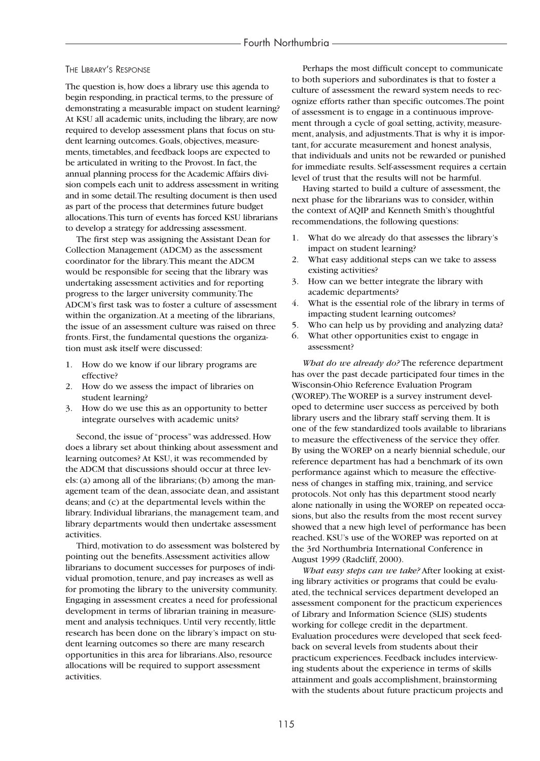### The Library's Response

The question is, how does a library use this agenda to begin responding, in practical terms, to the pressure of demonstrating a measurable impact on student learning? At KSU all academic units, including the library, are now required to develop assessment plans that focus on student learning outcomes. Goals, objectives, measurements, timetables, and feedback loops are expected to be articulated in writing to the Provost. In fact, the annual planning process for the Academic Affairs division compels each unit to address assessment in writing and in some detail. The resulting document is then used as part of the process that determines future budget allocations. This turn of events has forced KSU librarians to develop a strategy for addressing assessment.

The first step was assigning the Assistant Dean for Collection Management (ADCM) as the assessment coordinator for the library. This meant the ADCM would be responsible for seeing that the library was undertaking assessment activities and for reporting progress to the larger university community. The ADCM's first task was to foster a culture of assessment within the organization. At a meeting of the librarians, the issue of an assessment culture was raised on three fronts. First, the fundamental questions the organization must ask itself were discussed:

1. How do we know if our library programs are effective?
2. How do we assess the impact of libraries on student learning?
3. How do we use this as an opportunity to better integrate ourselves with academic units?

Second, the issue of "process" was addressed. How does a library set about thinking about assessment and learning outcomes? At KSU, it was recommended by the ADCM that discussions should occur at three levels: (a) among all of the librarians; (b) among the management team of the dean, associate dean, and assistant deans; and (c) at the departmental levels within the library. Individual librarians, the management team, and library departments would then undertake assessment activities.

Third, motivation to do assessment was bolstered by pointing out the benefits. Assessment activities allow librarians to document successes for purposes of individual promotion, tenure, and pay increases as well as for promoting the library to the university community. Engaging in assessment creates a need for professional development in terms of librarian training in measurement and analysis techniques. Until very recently, little research has been done on the library's impact on student learning outcomes so there are many research opportunities in this area for librarians. Also, resource allocations will be required to support assessment activities.

Perhaps the most difficult concept to communicate to both superiors and subordinates is that to foster a culture of assessment the reward system needs to recognize efforts rather than specific outcomes. The point of assessment is to engage in a continuous improvement through a cycle of goal setting, activity, measurement, analysis, and adjustments. That is why it is important, for accurate measurement and honest analysis, that individuals and units not be rewarded or punished for immediate results. Self-assessment requires a certain level of trust that the results will not be harmful.

Having started to build a culture of assessment, the next phase for the librarians was to consider, within the context of AQIP and Kenneth Smith's thoughtful recommendations, the following questions:

1. What do we already do that assesses the library's impact on student learning?
2. What easy additional steps can we take to assess existing activities?
3. How can we better integrate the library with academic departments?
4. What is the essential role of the library in terms of impacting student learning outcomes?
5. Who can help us by providing and analyzing data?
6. What other opportunities exist to engage in assessment?

*What do we already do?* The reference department has over the past decade participated four times in the Wisconsin-Ohio Reference Evaluation Program (WOREP). The WOREP is a survey instrument developed to determine user success as perceived by both library users and the library staff serving them. It is one of the few standardized tools available to librarians to measure the effectiveness of the service they offer. By using the WOREP on a nearly biennial schedule, our reference department has had a benchmark of its own performance against which to measure the effectiveness of changes in staffing mix, training, and service protocols. Not only has this department stood nearly alone nationally in using the WOREP on repeated occasions, but also the results from the most recent survey showed that a new high level of performance has been reached. KSU's use of the WOREP was reported on at the 3rd Northumbria International Conference in August 1999 (Radcliff, 2000).

*What easy steps can we take?* After looking at existing library activities or programs that could be evaluated, the technical services department developed an assessment component for the practicum experiences of Library and Information Science (SLIS) students working for college credit in the department. Evaluation procedures were developed that seek feedback on several levels from students about their practicum experiences. Feedback includes interviewing students about the experience in terms of skills attainment and goals accomplishment, brainstorming with the students about future practicum projects and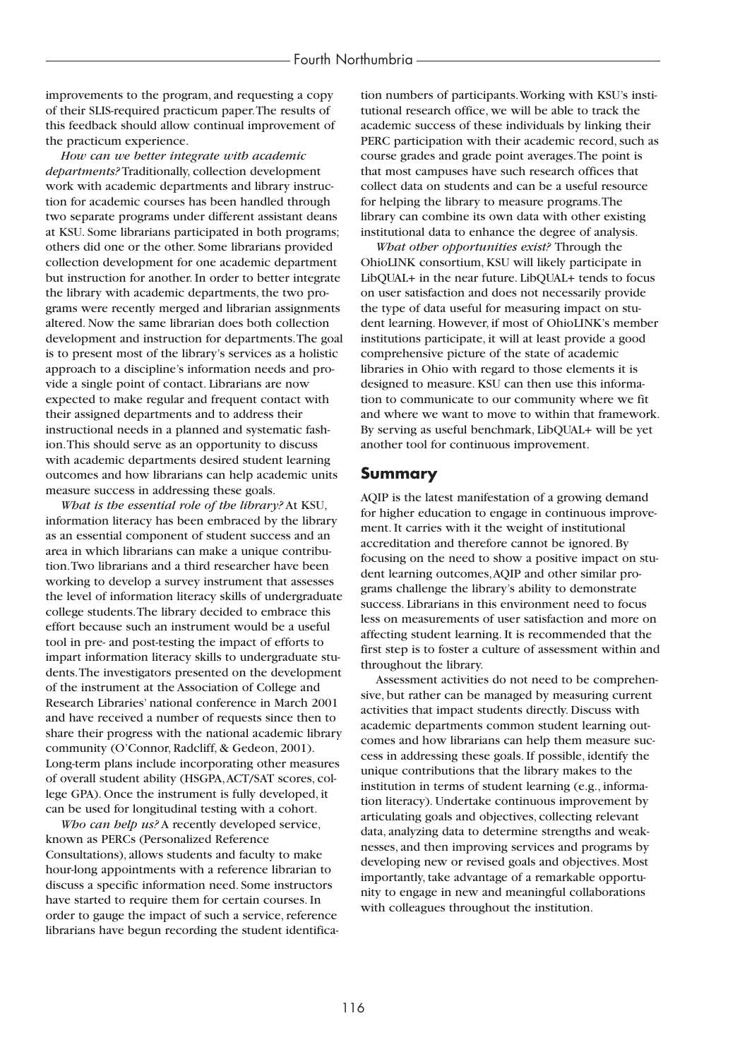improvements to the program, and requesting a copy of their SLIS-required practicum paper. The results of this feedback should allow continual improvement of the practicum experience.

*How can we better integrate with academic departments?* Traditionally, collection development work with academic departments and library instruction for academic courses has been handled through two separate programs under different assistant deans at KSU. Some librarians participated in both programs; others did one or the other. Some librarians provided collection development for one academic department but instruction for another. In order to better integrate the library with academic departments, the two programs were recently merged and librarian assignments altered. Now the same librarian does both collection development and instruction for departments. The goal is to present most of the library's services as a holistic approach to a discipline's information needs and provide a single point of contact. Librarians are now expected to make regular and frequent contact with their assigned departments and to address their instructional needs in a planned and systematic fashion. This should serve as an opportunity to discuss with academic departments desired student learning outcomes and how librarians can help academic units measure success in addressing these goals.

*What is the essential role of the library?* At KSU, information literacy has been embraced by the library as an essential component of student success and an area in which librarians can make a unique contribution. Two librarians and a third researcher have been working to develop a survey instrument that assesses the level of information literacy skills of undergraduate college students. The library decided to embrace this effort because such an instrument would be a useful tool in pre- and post-testing the impact of efforts to impart information literacy skills to undergraduate students. The investigators presented on the development of the instrument at the Association of College and Research Libraries' national conference in March 2001 and have received a number of requests since then to share their progress with the national academic library community (O'Connor, Radcliff, & Gedeon, 2001). Long-term plans include incorporating other measures of overall student ability (HSGPA, ACT/SAT scores, college GPA). Once the instrument is fully developed, it can be used for longitudinal testing with a cohort.

*Who can help us?* A recently developed service, known as PERCs (Personalized Reference Consultations), allows students and faculty to make hour-long appointments with a reference librarian to discuss a specific information need. Some instructors have started to require them for certain courses. In order to gauge the impact of such a service, reference librarians have begun recording the student identification numbers of participants. Working with KSU's institutional research office, we will be able to track the academic success of these individuals by linking their PERC participation with their academic record, such as course grades and grade point averages. The point is that most campuses have such research offices that collect data on students and can be a useful resource for helping the library to measure programs. The library can combine its own data with other existing institutional data to enhance the degree of analysis.

*What other opportunities exist?* Through the OhioLINK consortium, KSU will likely participate in LibQUAL+ in the near future. LibQUAL+ tends to focus on user satisfaction and does not necessarily provide the type of data useful for measuring impact on student learning. However, if most of OhioLINK's member institutions participate, it will at least provide a good comprehensive picture of the state of academic libraries in Ohio with regard to those elements it is designed to measure. KSU can then use this information to communicate to our community where we fit and where we want to move to within that framework. By serving as useful benchmark, LibQUAL+ will be yet another tool for continuous improvement.

## Summary

AQIP is the latest manifestation of a growing demand for higher education to engage in continuous improvement. It carries with it the weight of institutional accreditation and therefore cannot be ignored. By focusing on the need to show a positive impact on student learning outcomes, AQIP and other similar programs challenge the library's ability to demonstrate success. Librarians in this environment need to focus less on measurements of user satisfaction and more on affecting student learning. It is recommended that the first step is to foster a culture of assessment within and throughout the library.

Assessment activities do not need to be comprehensive, but rather can be managed by measuring current activities that impact students directly. Discuss with academic departments common student learning outcomes and how librarians can help them measure success in addressing these goals. If possible, identify the unique contributions that the library makes to the institution in terms of student learning (e.g., information literacy). Undertake continuous improvement by articulating goals and objectives, collecting relevant data, analyzing data to determine strengths and weaknesses, and then improving services and programs by developing new or revised goals and objectives. Most importantly, take advantage of a remarkable opportunity to engage in new and meaningful collaborations with colleagues throughout the institution.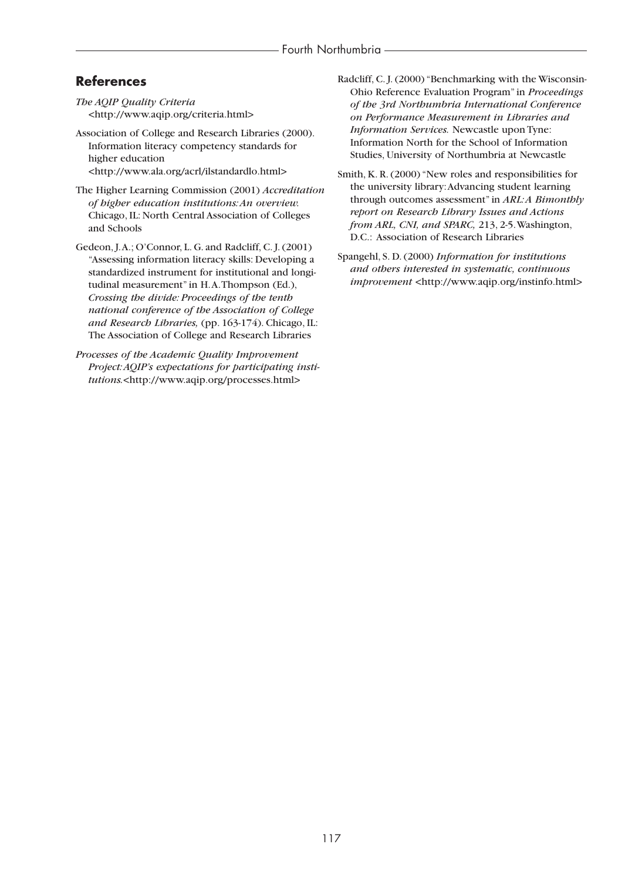## References

*The AQIP Quality Criteria* <http://www.aqip.org/criteria.html>

Association of College and Research Libraries (2000). Information literacy competency standards for higher education <http://www.ala.org/acrl/ilstandardlo.html>

The Higher Learning Commission (2001) *Accreditation of higher education institutions: An overview.* Chicago, IL: North Central Association of Colleges and Schools

Gedeon, J. A.; O'Connor, L. G. and Radcliff, C. J. (2001) "Assessing information literacy skills: Developing a standardized instrument for institutional and longitudinal measurement" in H. A. Thompson (Ed.), *Crossing the divide: Proceedings of the tenth national conference of the Association of College and Research Libraries,* (pp. 163-174). Chicago, IL: The Association of College and Research Libraries

*Processes of the Academic Quality Improvement Project: AQIP's expectations for participating institutions.*<http://www.aqip.org/processes.html>

Radcliff, C. J. (2000) "Benchmarking with the Wisconsin-Ohio Reference Evaluation Program" in *Proceedings of the 3rd Northumbria International Conference on Performance Measurement in Libraries and Information Services.* Newcastle upon Tyne: Information North for the School of Information Studies, University of Northumbria at Newcastle

Smith, K. R. (2000) "New roles and responsibilities for the university library: Advancing student learning through outcomes assessment" in *ARL: A Bimonthly report on Research Library Issues and Actions from ARL, CNI, and SPARC,* 213, 2-5. Washington, D.C.: Association of Research Libraries

Spangehl, S. D. (2000) *Information for institutions and others interested in systematic, continuous improvement* <http://www.aqip.org/instinfo.html>